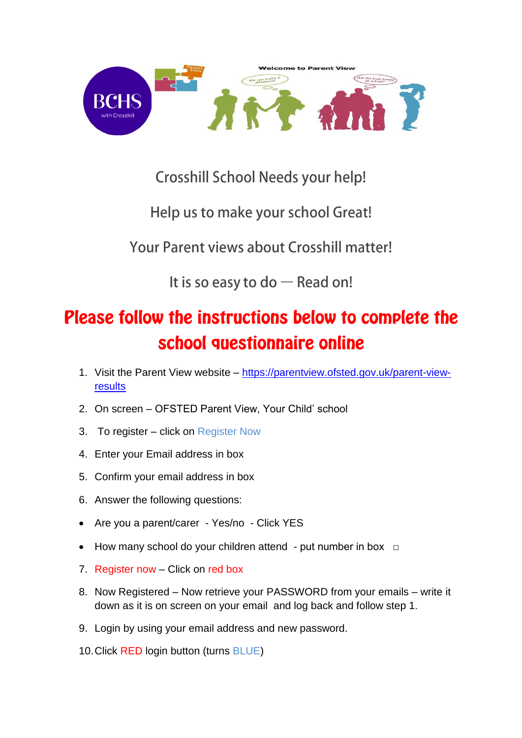Crosshill School Needs your help!

Help us to make your school Great!

Your Parent views about Crosshill matter!

It is so easy to do — Read on!

## Please follow the instructions below to complete the school questionnaire online

1. Visit the Parent View website – https://parentview.ofsted.gov.uk/parent-view-results
2. On screen – OFSTED Parent View, Your Child' school
3. To register – click on Register Now
4. Enter your Email address in box
5. Confirm your email address in box
6. Answer the following questions:

- Are you a parent/carer - Yes/no - Click YES
- How many school do your children attend - put number in box □

7. Register now – Click on red box
8. Now Registered – Now retrieve your PASSWORD from your emails – write it down as it is on screen on your email and log back and follow step 1.
9. Login by using your email address and new password.
10. Click RED login button (turns BLUE)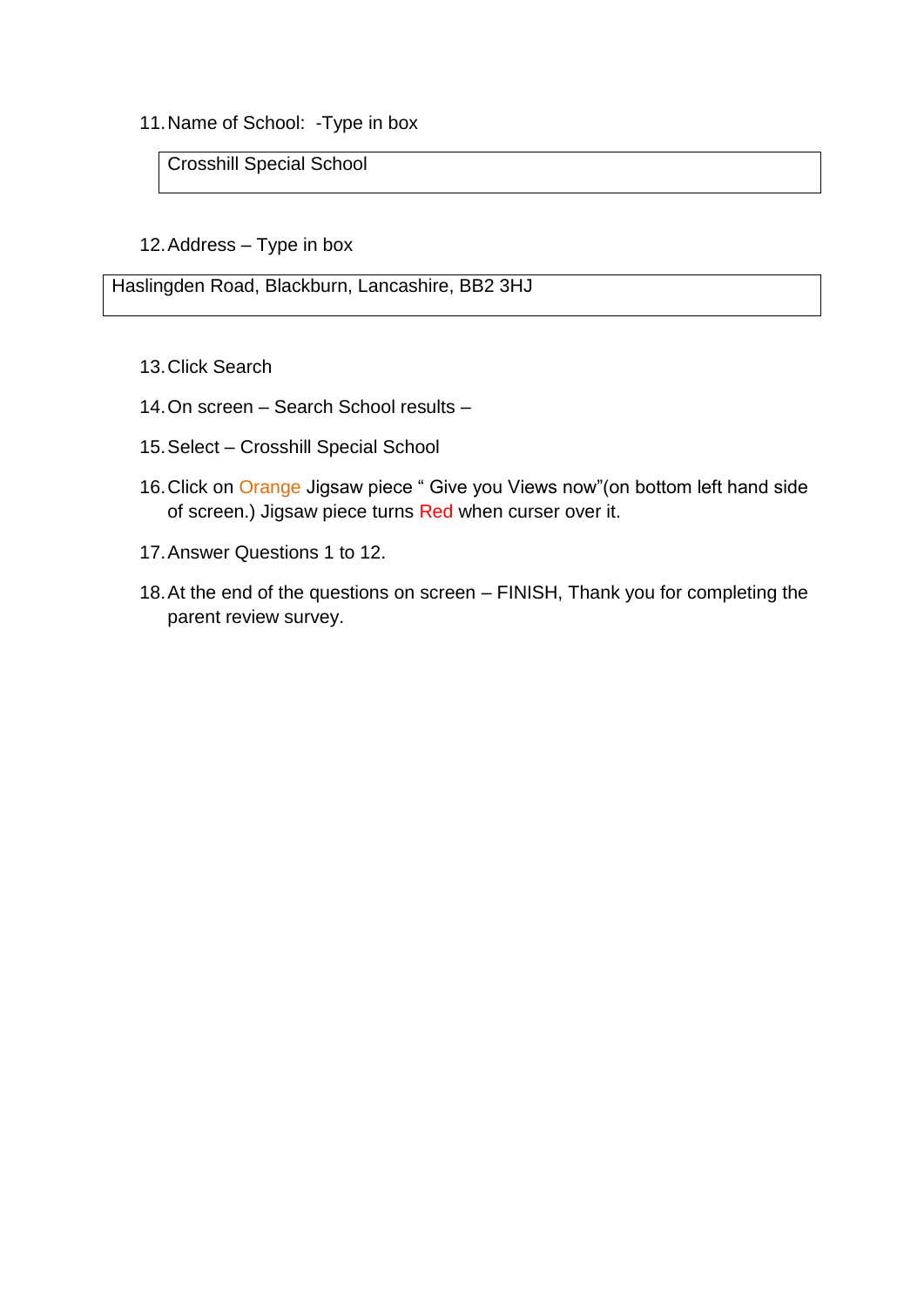11. Name of School: -Type in box

| Crosshill Special School |
|---|

12. Address – Type in box

| Haslingden Road, Blackburn, Lancashire, BB2 3HJ |
|---|

13. Click Search
14. On screen – Search School results –
15. Select – Crosshill Special School
16. Click on Orange Jigsaw piece " Give you Views now"(on bottom left hand side of screen.) Jigsaw piece turns Red when curser over it.
17. Answer Questions 1 to 12.
18. At the end of the questions on screen – FINISH, Thank you for completing the parent review survey.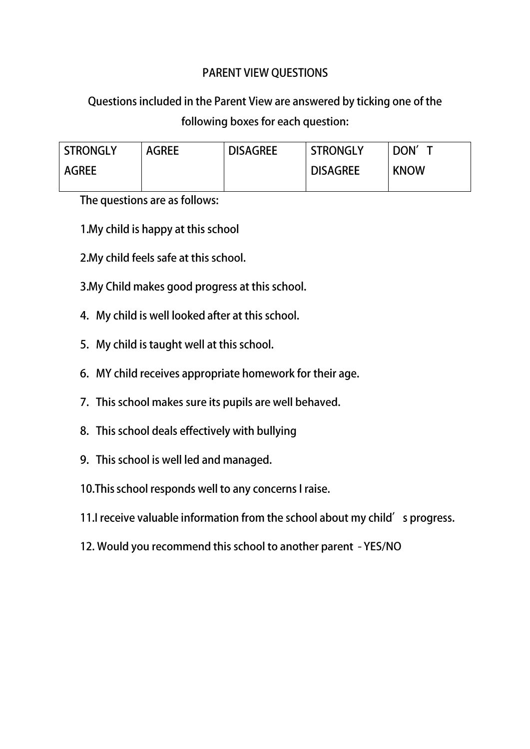# PARENT VIEW QUESTIONS

Questions included in the Parent View are answered by ticking one of the following boxes for each question:

| | | | | |
|---|---|---|---|---|
| STRONGLY AGREE | AGREE | DISAGREE | STRONGLY DISAGREE | DON'T KNOW |

The questions are as follows:

1. My child is happy at this school
2. My child feels safe at this school.
3. My Child makes good progress at this school.
4. My child is well looked after at this school.
5. My child is taught well at this school.
6. MY child receives appropriate homework for their age.
7. This school makes sure its pupils are well behaved.
8. This school deals effectively with bullying
9. This school is well led and managed.
10. This school responds well to any concerns I raise.
11. I receive valuable information from the school about my child's progress.
12. Would you recommend this school to another parent - YES/NO